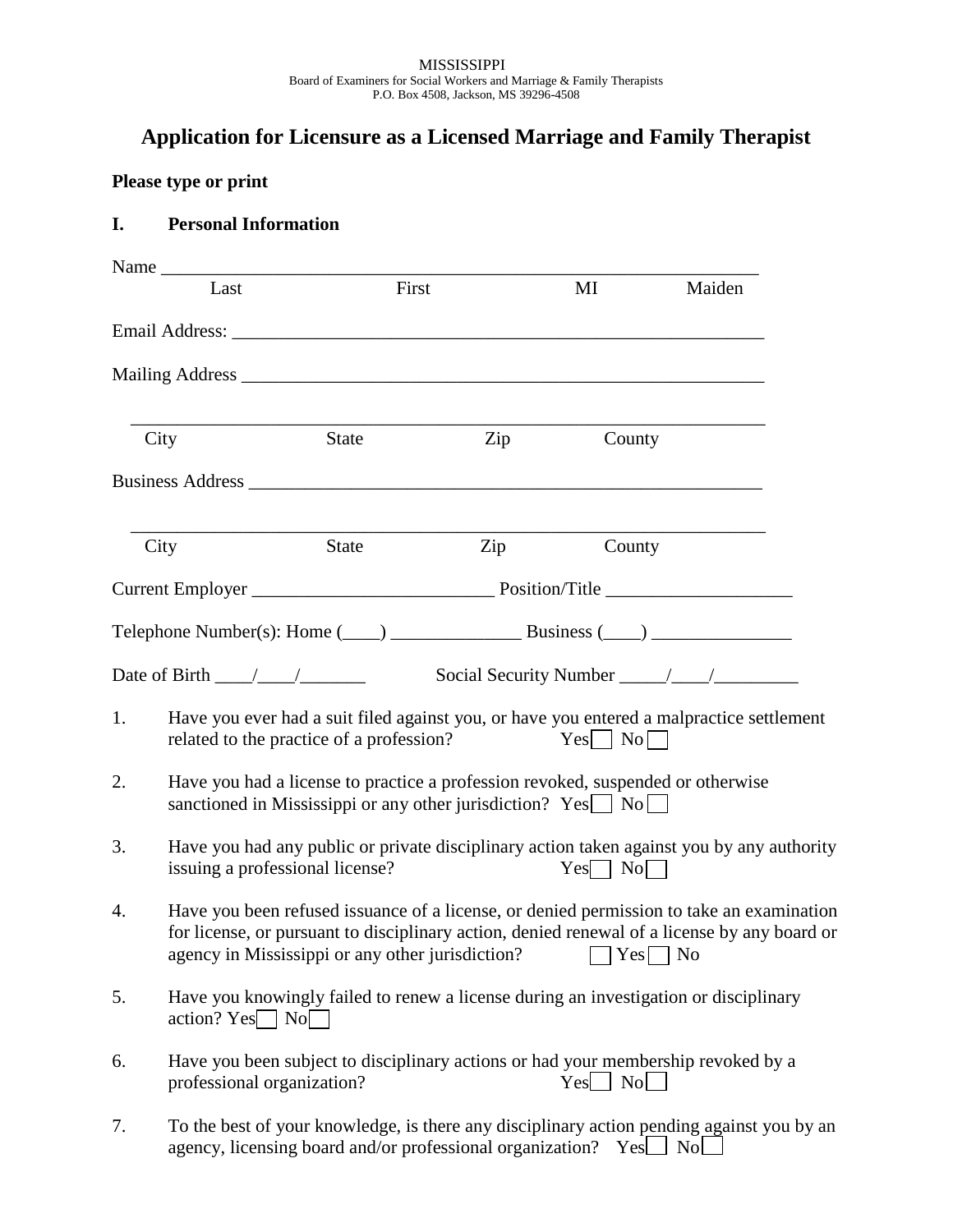MISSISSIPPI
Board of Examiners for Social Workers and Marriage & Family Therapists
P.O. Box 4508, Jackson, MS 39296-4508

# Application for Licensure as a Licensed Marriage and Family Therapist

**Please type or print**

## I. Personal Information

Name ________________________________________________________________
Last First MI Maiden

Email Address: ____________________________________________________________

Mailing Address ___________________________________________________________

_______________________________________________________________________
City State Zip County

Business Address __________________________________________________________

_______________________________________________________________________
City State Zip County

Current Employer __________________________ Position/Title ____________________

Telephone Number(s): Home (____) ______________ Business (____) _______________

Date of Birth ____/____/_______ Social Security Number _____/____/_________

1. Have you ever had a suit filed against you, or have you entered a malpractice settlement related to the practice of a profession? Yes ☐ No ☐

2. Have you had a license to practice a profession revoked, suspended or otherwise sanctioned in Mississippi or any other jurisdiction? Yes ☐ No ☐

3. Have you had any public or private disciplinary action taken against you by any authority issuing a professional license? Yes ☐ No ☐

4. Have you been refused issuance of a license, or denied permission to take an examination for license, or pursuant to disciplinary action, denied renewal of a license by any board or agency in Mississippi or any other jurisdiction? ☐ Yes ☐ No

5. Have you knowingly failed to renew a license during an investigation or disciplinary action? Yes ☐ No ☐

6. Have you been subject to disciplinary actions or had your membership revoked by a professional organization? Yes ☐ No ☐

7. To the best of your knowledge, is there any disciplinary action pending against you by an agency, licensing board and/or professional organization? Yes ☐ No ☐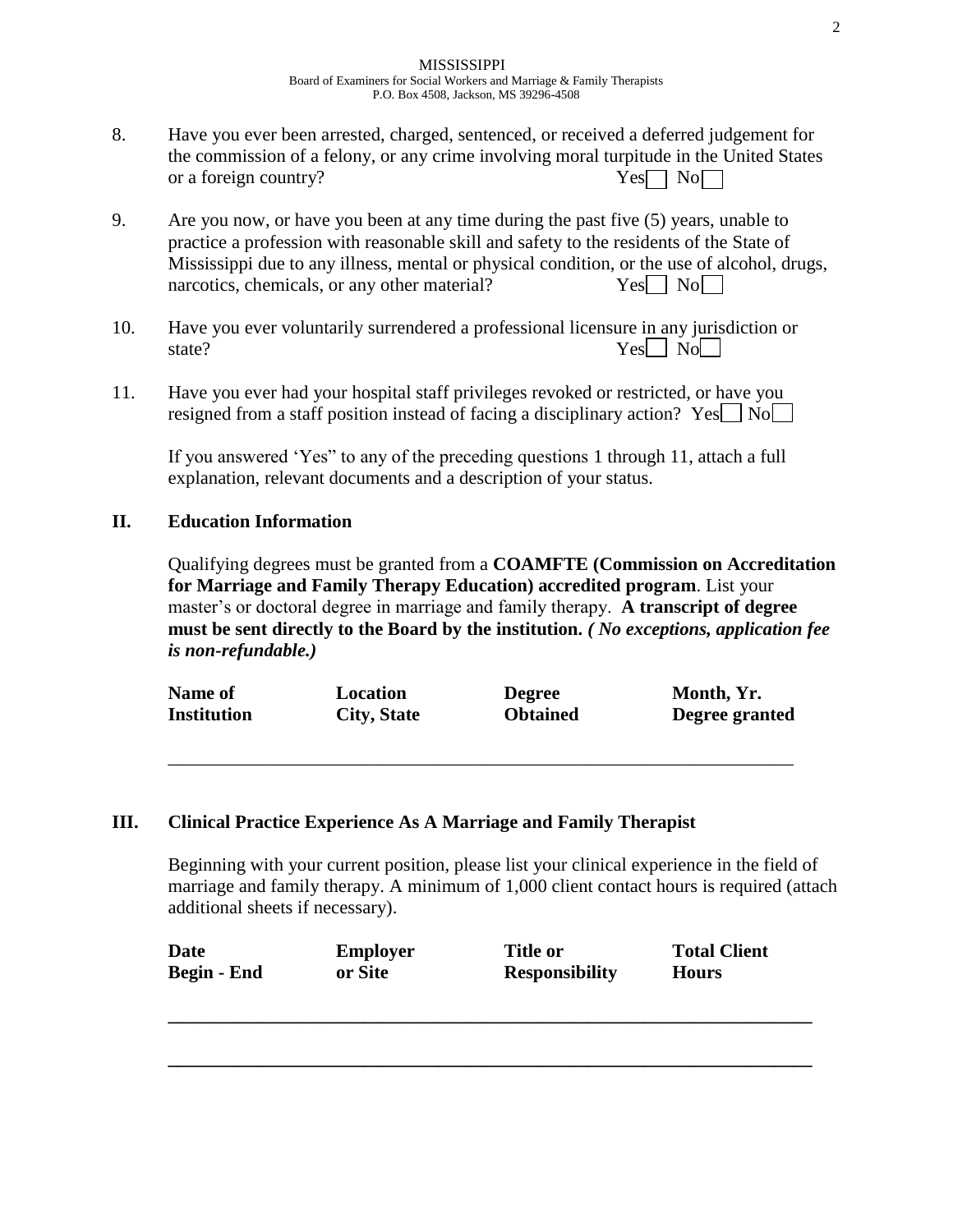MISSISSIPPI
Board of Examiners for Social Workers and Marriage & Family Therapists
P.O. Box 4508, Jackson, MS 39296-4508

8. Have you ever been arrested, charged, sentenced, or received a deferred judgement for the commission of a felony, or any crime involving moral turpitude in the United States or a foreign country? Yes☐ No☐

9. Are you now, or have you been at any time during the past five (5) years, unable to practice a profession with reasonable skill and safety to the residents of the State of Mississippi due to any illness, mental or physical condition, or the use of alcohol, drugs, narcotics, chemicals, or any other material? Yes☐ No☐

10. Have you ever voluntarily surrendered a professional licensure in any jurisdiction or state? Yes☐ No☐

11. Have you ever had your hospital staff privileges revoked or restricted, or have you resigned from a staff position instead of facing a disciplinary action? Yes☐ No☐

If you answered 'Yes" to any of the preceding questions 1 through 11, attach a full explanation, relevant documents and a description of your status.

## II. Education Information

Qualifying degrees must be granted from a **COAMFTE (Commission on Accreditation for Marriage and Family Therapy Education) accredited program**. List your master's or doctoral degree in marriage and family therapy. **A transcript of degree must be sent directly to the Board by the institution.** ***( No exceptions, application fee is non-refundable.)***

| Name of Institution | Location City, State | Degree Obtained | Month, Yr. Degree granted |
|---|---|---|---|
| | | | |

## III. Clinical Practice Experience As A Marriage and Family Therapist

Beginning with your current position, please list your clinical experience in the field of marriage and family therapy. A minimum of 1,000 client contact hours is required (attach additional sheets if necessary).

| Date Begin - End | Employer or Site | Title or Responsibility | Total Client Hours |
|---|---|---|---|
| | | | |
| | | | |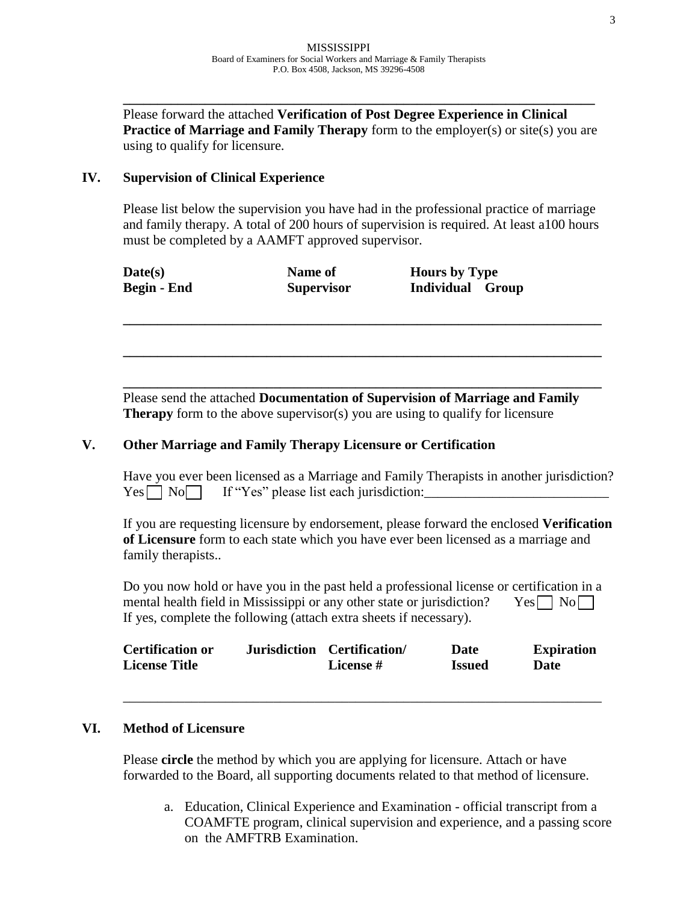MISSISSIPPI
Board of Examiners for Social Workers and Marriage & Family Therapists
P.O. Box 4508, Jackson, MS 39296-4508

---

Please forward the attached **Verification of Post Degree Experience in Clinical Practice of Marriage and Family Therapy** form to the employer(s) or site(s) you are using to qualify for licensure.

## IV. Supervision of Clinical Experience

Please list below the supervision you have had in the professional practice of marriage and family therapy. A total of 200 hours of supervision is required. At least a100 hours must be completed by a AAMFT approved supervisor.

| Date(s) Begin - End | Name of Supervisor | Hours by Type Individual | Group |
|---|---|---|---|
| | | | |
| | | | |
| | | | |

Please send the attached **Documentation of Supervision of Marriage and Family Therapy** form to the above supervisor(s) you are using to qualify for licensure

## V. Other Marriage and Family Therapy Licensure or Certification

Have you ever been licensed as a Marriage and Family Therapists in another jurisdiction?
Yes ☐ No ☐ If "Yes" please list each jurisdiction:___________________________

If you are requesting licensure by endorsement, please forward the enclosed **Verification of Licensure** form to each state which you have ever been licensed as a marriage and family therapists..

Do you now hold or have you in the past held a professional license or certification in a mental health field in Mississippi or any other state or jurisdiction? Yes ☐ No ☐
If yes, complete the following (attach extra sheets if necessary).

| Certification or License Title | Jurisdiction | Certification/ License # | Date Issued | Expiration Date |
|---|---|---|---|---|
| | | | | |

## VI. Method of Licensure

Please **circle** the method by which you are applying for licensure. Attach or have forwarded to the Board, all supporting documents related to that method of licensure.

a. Education, Clinical Experience and Examination - official transcript from a COAMFTE program, clinical supervision and experience, and a passing score on the AMFTRB Examination.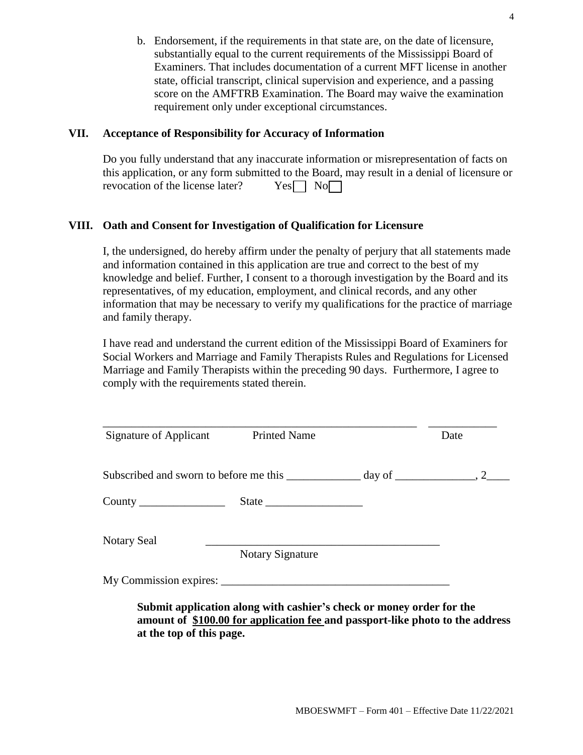b. Endorsement, if the requirements in that state are, on the date of licensure, substantially equal to the current requirements of the Mississippi Board of Examiners. That includes documentation of a current MFT license in another state, official transcript, clinical supervision and experience, and a passing score on the AMFTRB Examination. The Board may waive the examination requirement only under exceptional circumstances.

## VII. Acceptance of Responsibility for Accuracy of Information

Do you fully understand that any inaccurate information or misrepresentation of facts on this application, or any form submitted to the Board, may result in a denial of licensure or revocation of the license later? Yes☐ No☐

## VIII. Oath and Consent for Investigation of Qualification for Licensure

I, the undersigned, do hereby affirm under the penalty of perjury that all statements made and information contained in this application are true and correct to the best of my knowledge and belief. Further, I consent to a thorough investigation by the Board and its representatives, of my education, employment, and clinical records, and any other information that may be necessary to verify my qualifications for the practice of marriage and family therapy.

I have read and understand the current edition of the Mississippi Board of Examiners for Social Workers and Marriage and Family Therapists Rules and Regulations for Licensed Marriage and Family Therapists within the preceding 90 days. Furthermore, I agree to comply with the requirements stated therein.

_______________________________________________________ ____________

Signature of Applicant Printed Name Date

Subscribed and sworn to before me this _____________ day of ______________, 2____

County _______________ State _________________

Notary Seal _________________________________________

Notary Signature

My Commission expires: ________________________________________

**Submit application along with cashier's check or money order for the amount of <u>$100.00 for application fee</u> and passport-like photo to the address at the top of this page.**

MBOESWMFT – Form 401 – Effective Date 11/22/2021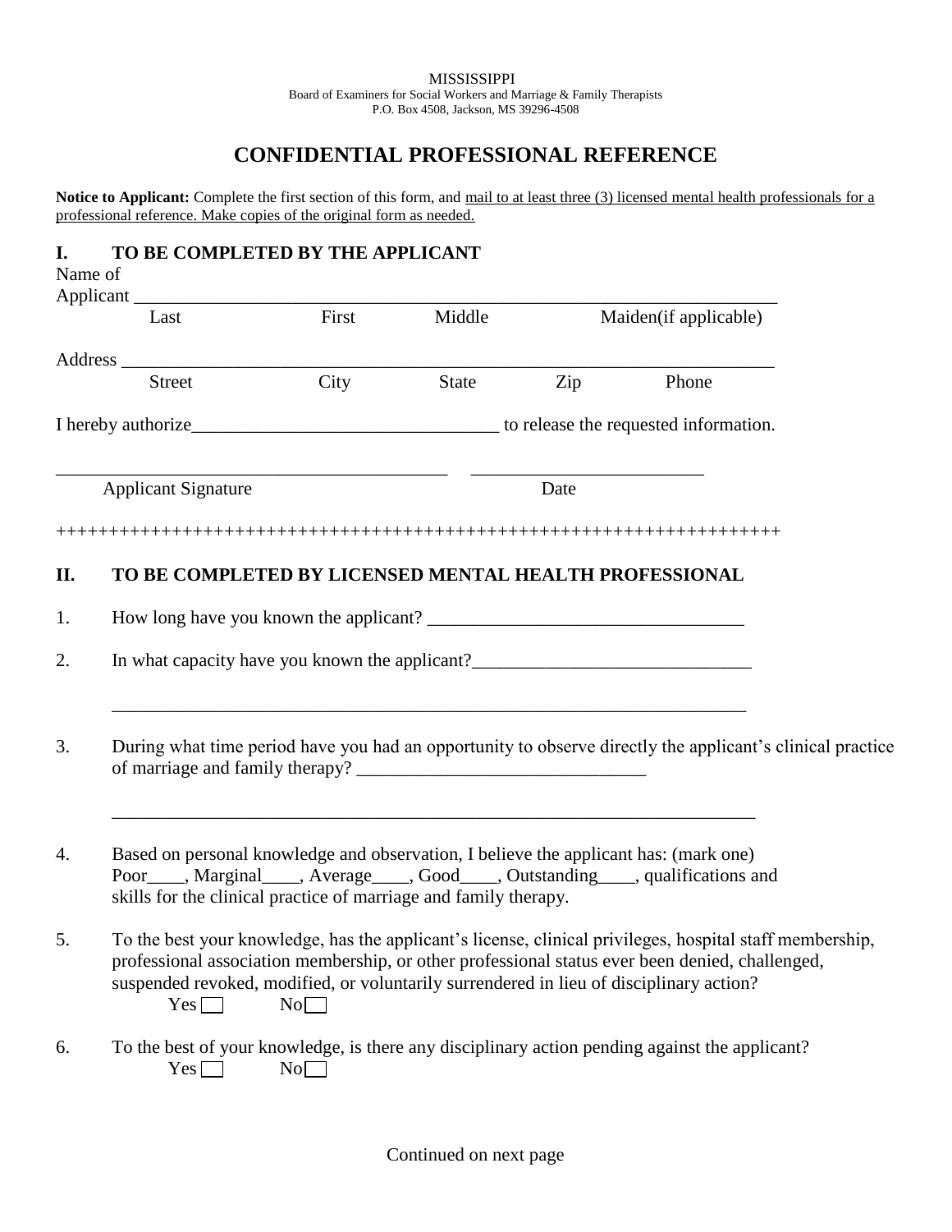MISSISSIPPI
Board of Examiners for Social Workers and Marriage & Family Therapists
P.O. Box 4508, Jackson, MS 39296-4508

# CONFIDENTIAL PROFESSIONAL REFERENCE

**Notice to Applicant:** Complete the first section of this form, and mail to at least three (3) licensed mental health professionals for a professional reference. Make copies of the original form as needed.

## I. TO BE COMPLETED BY THE APPLICANT

Name of Applicant ___________________________________________________________________

Last First Middle Maiden(if applicable)

Address ___________________________________________________________________

Street City State Zip Phone

I hereby authorize_________________________________ to release the requested information.

_________________________________________ ________________________

Applicant Signature Date

++++++++++++++++++++++++++++++++++++++++++++++++++++++++++++++++++++++

## II. TO BE COMPLETED BY LICENSED MENTAL HEALTH PROFESSIONAL

1. How long have you known the applicant? _________________________________

2. In what capacity have you known the applicant?______________________________

 ___________________________________________________________________

3. During what time period have you had an opportunity to observe directly the applicant's clinical practice of marriage and family therapy? _______________________________

 ___________________________________________________________________

4. Based on personal knowledge and observation, I believe the applicant has: (mark one) Poor____, Marginal____, Average____, Good____, Outstanding____, qualifications and skills for the clinical practice of marriage and family therapy.

5. To the best your knowledge, has the applicant's license, clinical privileges, hospital staff membership, professional association membership, or other professional status ever been denied, challenged, suspended revoked, modified, or voluntarily surrendered in lieu of disciplinary action?
 Yes ☐ No ☐

6. To the best of your knowledge, is there any disciplinary action pending against the applicant?
 Yes ☐ No ☐

Continued on next page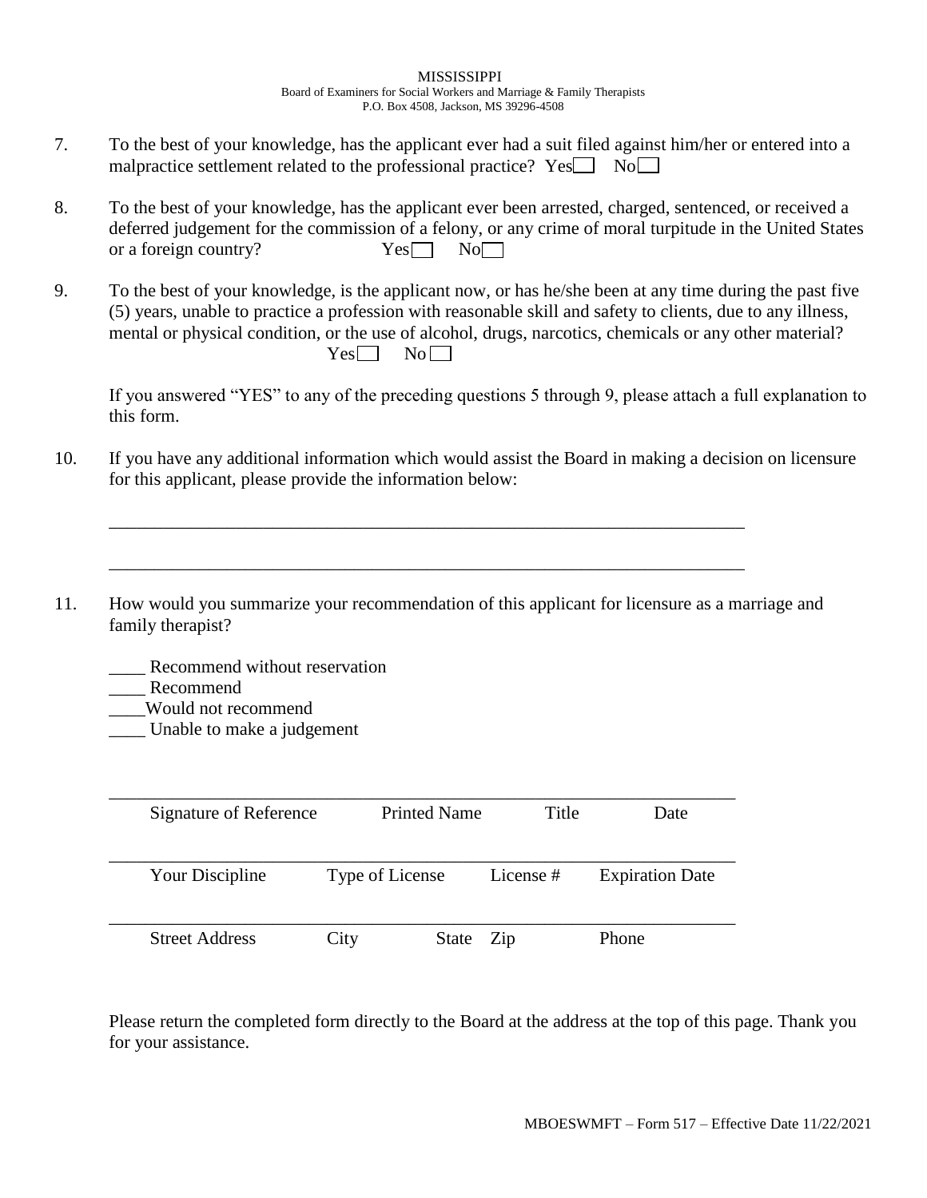MISSISSIPPI
Board of Examiners for Social Workers and Marriage & Family Therapists
P.O. Box 4508, Jackson, MS 39296-4508

7. To the best of your knowledge, has the applicant ever had a suit filed against him/her or entered into a malpractice settlement related to the professional practice? Yes☐ No☐

8. To the best of your knowledge, has the applicant ever been arrested, charged, sentenced, or received a deferred judgement for the commission of a felony, or any crime of moral turpitude in the United States or a foreign country? Yes☐ No☐

9. To the best of your knowledge, is the applicant now, or has he/she been at any time during the past five (5) years, unable to practice a profession with reasonable skill and safety to clients, due to any illness, mental or physical condition, or the use of alcohol, drugs, narcotics, chemicals or any other material? Yes☐ No☐

   If you answered "YES" to any of the preceding questions 5 through 9, please attach a full explanation to this form.

10. If you have any additional information which would assist the Board in making a decision on licensure for this applicant, please provide the information below:

    ______________________________________________________________________

    ______________________________________________________________________

11. How would you summarize your recommendation of this applicant for licensure as a marriage and family therapist?

    ____ Recommend without reservation
    ____ Recommend
    ____Would not recommend
    ____ Unable to make a judgement

______________________________________________________________________
Signature of Reference    Printed Name    Title    Date

______________________________________________________________________
Your Discipline    Type of License    License #    Expiration Date

______________________________________________________________________
Street Address    City    State    Zip    Phone

Please return the completed form directly to the Board at the address at the top of this page. Thank you for your assistance.

MBOESWMFT – Form 517 – Effective Date 11/22/2021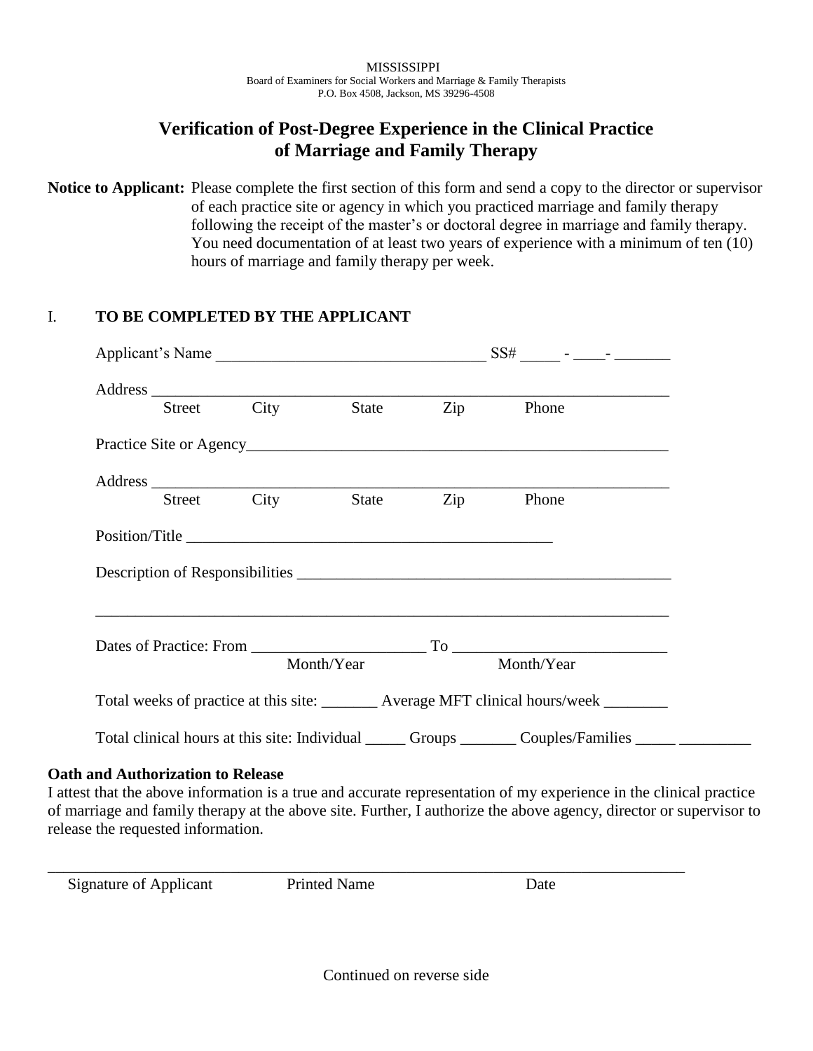MISSISSIPPI
Board of Examiners for Social Workers and Marriage & Family Therapists
P.O. Box 4508, Jackson, MS 39296-4508

# Verification of Post-Degree Experience in the Clinical Practice of Marriage and Family Therapy

**Notice to Applicant:** Please complete the first section of this form and send a copy to the director or supervisor of each practice site or agency in which you practiced marriage and family therapy following the receipt of the master's or doctoral degree in marriage and family therapy. You need documentation of at least two years of experience with a minimum of ten (10) hours of marriage and family therapy per week.

## I. TO BE COMPLETED BY THE APPLICANT

Applicant's Name ________________________________ SS# _____ - ____- _______

Address ____________________________________________________________
Street City State Zip Phone

Practice Site or Agency__________________________________________________

Address ____________________________________________________________
Street City State Zip Phone

Position/Title _____________________________________________

Description of Responsibilities _____________________________________________

_____________________________________________________________________

Dates of Practice: From _____________________ To __________________________
Month/Year Month/Year

Total weeks of practice at this site: _______ Average MFT clinical hours/week ________

Total clinical hours at this site: Individual _____ Groups _______ Couples/Families _____ _________

**Oath and Authorization to Release**

I attest that the above information is a true and accurate representation of my experience in the clinical practice of marriage and family therapy at the above site. Further, I authorize the above agency, director or supervisor to release the requested information.

_____________________________________________________________________________
Signature of Applicant Printed Name Date

Continued on reverse side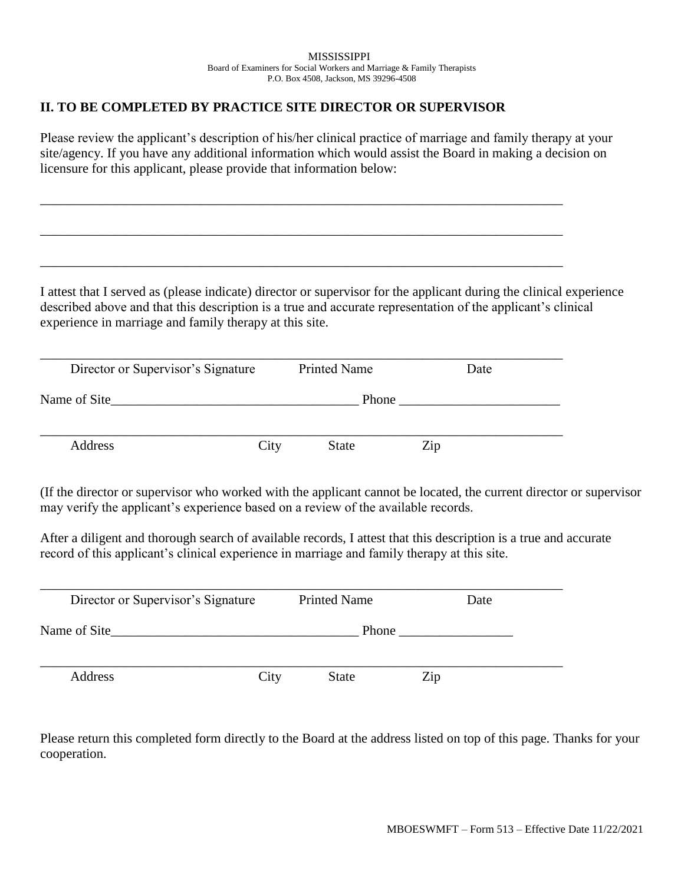MISSISSIPPI
Board of Examiners for Social Workers and Marriage & Family Therapists
P.O. Box 4508, Jackson, MS 39296-4508

## II. TO BE COMPLETED BY PRACTICE SITE DIRECTOR OR SUPERVISOR

Please review the applicant's description of his/her clinical practice of marriage and family therapy at your site/agency. If you have any additional information which would assist the Board in making a decision on licensure for this applicant, please provide that information below:

_______________________________________________________________________________

_______________________________________________________________________________

_______________________________________________________________________________

I attest that I served as (please indicate) director or supervisor for the applicant during the clinical experience described above and that this description is a true and accurate representation of the applicant's clinical experience in marriage and family therapy at this site.

_______________________________________________________________________________
Director or Supervisor's Signature          Printed Name          Date

Name of Site_____________________________________ Phone ________________________

_______________________________________________________________________________
Address          City          State          Zip

(If the director or supervisor who worked with the applicant cannot be located, the current director or supervisor may verify the applicant's experience based on a review of the available records.

After a diligent and thorough search of available records, I attest that this description is a true and accurate record of this applicant's clinical experience in marriage and family therapy at this site.

_______________________________________________________________________________
Director or Supervisor's Signature          Printed Name          Date

Name of Site_____________________________________ Phone _________________

_______________________________________________________________________________
Address          City          State          Zip

Please return this completed form directly to the Board at the address listed on top of this page. Thanks for your cooperation.

MBOESWMFT – Form 513 – Effective Date 11/22/2021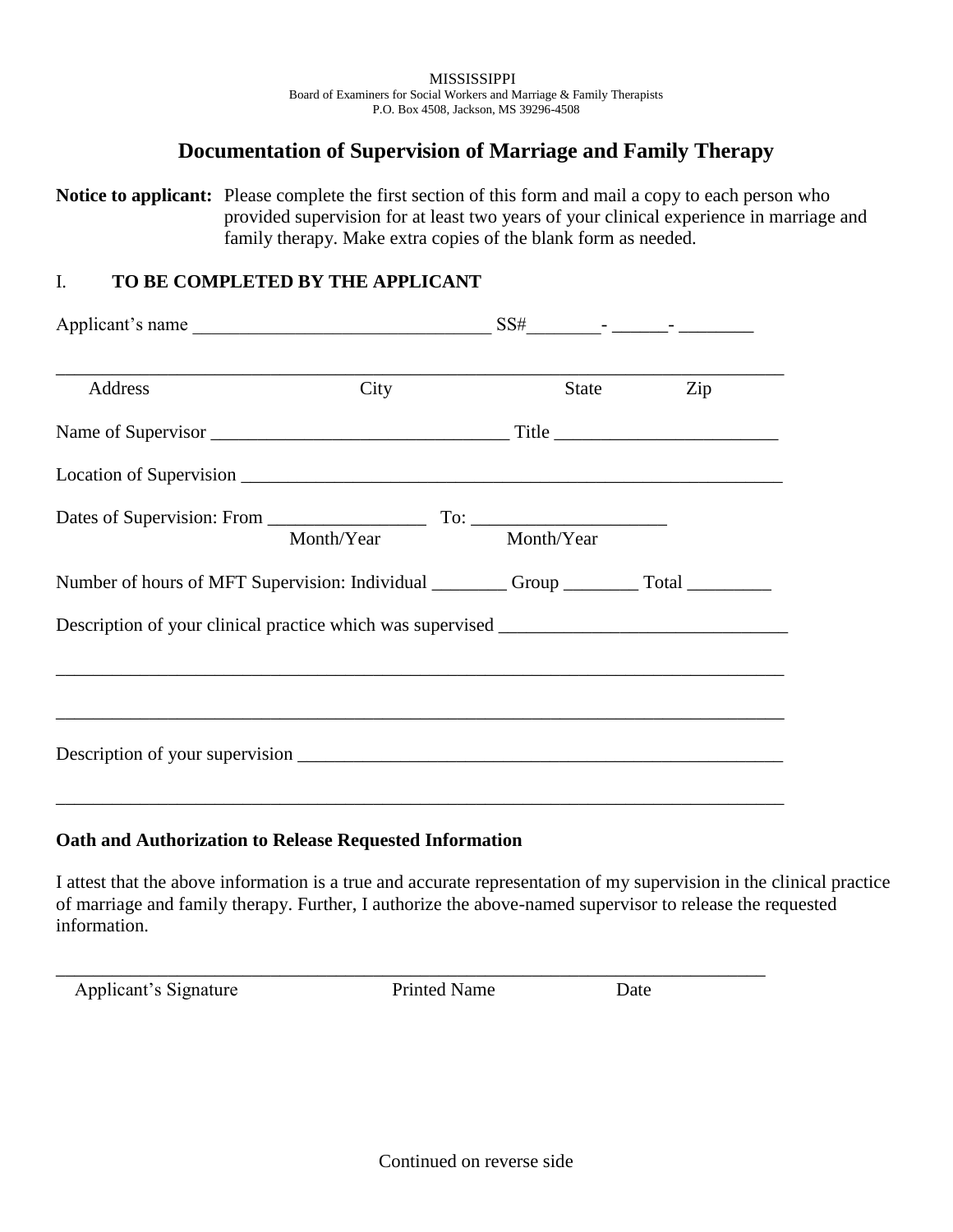MISSISSIPPI
Board of Examiners for Social Workers and Marriage & Family Therapists
P.O. Box 4508, Jackson, MS 39296-4508

# Documentation of Supervision of Marriage and Family Therapy

**Notice to applicant:** Please complete the first section of this form and mail a copy to each person who provided supervision for at least two years of your clinical experience in marriage and family therapy. Make extra copies of the blank form as needed.

## I. TO BE COMPLETED BY THE APPLICANT

Applicant's name ________________________________ SS#________- ______- ________

_____________________________________________________________________________
Address City State Zip

Name of Supervisor ________________________________ Title ________________________

Location of Supervision ____________________________________________________________

Dates of Supervision: From ________________ To: ____________________
Month/Year Month/Year

Number of hours of MFT Supervision: Individual ________ Group ________ Total _________

Description of your clinical practice which was supervised ______________________________

_____________________________________________________________________________

_____________________________________________________________________________

Description of your supervision ______________________________________________________

_____________________________________________________________________________

**Oath and Authorization to Release Requested Information**

I attest that the above information is a true and accurate representation of my supervision in the clinical practice of marriage and family therapy. Further, I authorize the above-named supervisor to release the requested information.

_____________________________________________________________________________
Applicant's Signature Printed Name Date

Continued on reverse side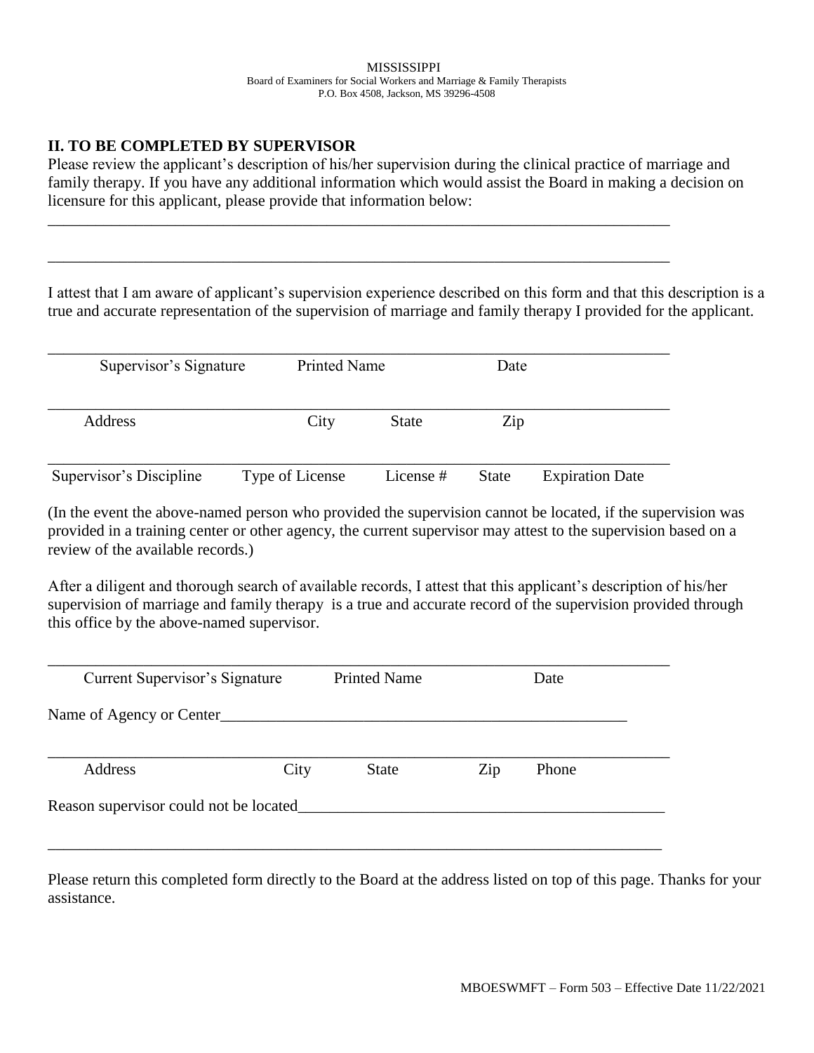MISSISSIPPI
Board of Examiners for Social Workers and Marriage & Family Therapists
P.O. Box 4508, Jackson, MS 39296-4508

## II. TO BE COMPLETED BY SUPERVISOR

Please review the applicant's description of his/her supervision during the clinical practice of marriage and family therapy. If you have any additional information which would assist the Board in making a decision on licensure for this applicant, please provide that information below:

\_\_\_\_\_\_\_\_\_\_\_\_\_\_\_\_\_\_\_\_\_\_\_\_\_\_\_\_\_\_\_\_\_\_\_\_\_\_\_\_\_\_\_\_\_\_\_\_\_\_\_\_\_\_\_\_\_\_\_\_\_\_\_\_\_\_\_\_\_\_\_\_\_\_\_\_

\_\_\_\_\_\_\_\_\_\_\_\_\_\_\_\_\_\_\_\_\_\_\_\_\_\_\_\_\_\_\_\_\_\_\_\_\_\_\_\_\_\_\_\_\_\_\_\_\_\_\_\_\_\_\_\_\_\_\_\_\_\_\_\_\_\_\_\_\_\_\_\_\_\_\_\_

I attest that I am aware of applicant's supervision experience described on this form and that this description is a true and accurate representation of the supervision of marriage and family therapy I provided for the applicant.

\_\_\_\_\_\_\_\_\_\_\_\_\_\_\_\_\_\_\_\_\_\_\_\_\_\_\_\_\_\_\_\_\_\_\_\_\_\_\_\_\_\_\_\_\_\_\_\_\_\_\_\_\_\_\_\_\_\_\_\_\_\_\_\_\_\_\_\_\_\_\_\_\_\_\_\_

Supervisor's Signature    Printed Name    Date

\_\_\_\_\_\_\_\_\_\_\_\_\_\_\_\_\_\_\_\_\_\_\_\_\_\_\_\_\_\_\_\_\_\_\_\_\_\_\_\_\_\_\_\_\_\_\_\_\_\_\_\_\_\_\_\_\_\_\_\_\_\_\_\_\_\_\_\_\_\_\_\_\_\_\_\_

Address    City    State    Zip

\_\_\_\_\_\_\_\_\_\_\_\_\_\_\_\_\_\_\_\_\_\_\_\_\_\_\_\_\_\_\_\_\_\_\_\_\_\_\_\_\_\_\_\_\_\_\_\_\_\_\_\_\_\_\_\_\_\_\_\_\_\_\_\_\_\_\_\_\_\_\_\_\_\_\_\_

Supervisor's Discipline    Type of License    License #    State    Expiration Date

(In the event the above-named person who provided the supervision cannot be located, if the supervision was provided in a training center or other agency, the current supervisor may attest to the supervision based on a review of the available records.)

After a diligent and thorough search of available records, I attest that this applicant's description of his/her supervision of marriage and family therapy is a true and accurate record of the supervision provided through this office by the above-named supervisor.

\_\_\_\_\_\_\_\_\_\_\_\_\_\_\_\_\_\_\_\_\_\_\_\_\_\_\_\_\_\_\_\_\_\_\_\_\_\_\_\_\_\_\_\_\_\_\_\_\_\_\_\_\_\_\_\_\_\_\_\_\_\_\_\_\_\_\_\_\_\_\_\_\_\_\_\_

Current Supervisor's Signature    Printed Name    Date

Name of Agency or Center\_\_\_\_\_\_\_\_\_\_\_\_\_\_\_\_\_\_\_\_\_\_\_\_\_\_\_\_\_\_\_\_\_\_\_\_\_\_\_\_\_\_\_\_\_\_\_\_\_\_\_\_\_

\_\_\_\_\_\_\_\_\_\_\_\_\_\_\_\_\_\_\_\_\_\_\_\_\_\_\_\_\_\_\_\_\_\_\_\_\_\_\_\_\_\_\_\_\_\_\_\_\_\_\_\_\_\_\_\_\_\_\_\_\_\_\_\_\_\_\_\_\_\_\_\_\_\_\_\_

Address    City    State    Zip    Phone

Reason supervisor could not be located\_\_\_\_\_\_\_\_\_\_\_\_\_\_\_\_\_\_\_\_\_\_\_\_\_\_\_\_\_\_\_\_\_\_\_\_\_\_\_\_\_\_\_\_\_\_\_\_

\_\_\_\_\_\_\_\_\_\_\_\_\_\_\_\_\_\_\_\_\_\_\_\_\_\_\_\_\_\_\_\_\_\_\_\_\_\_\_\_\_\_\_\_\_\_\_\_\_\_\_\_\_\_\_\_\_\_\_\_\_\_\_\_\_\_\_\_\_\_\_\_\_\_\_\_

Please return this completed form directly to the Board at the address listed on top of this page. Thanks for your assistance.

MBOESWMFT – Form 503 – Effective Date 11/22/2021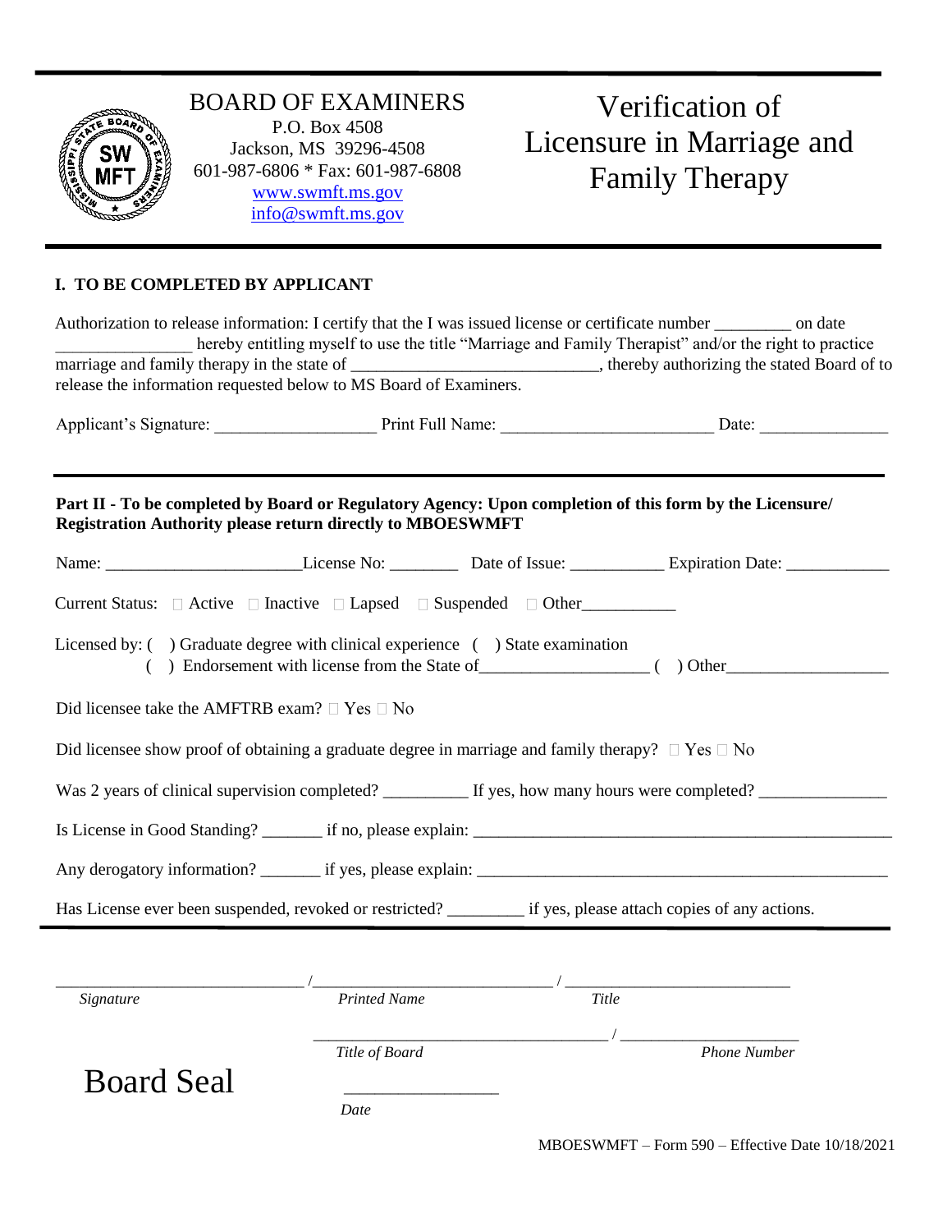BOARD OF EXAMINERS
P.O. Box 4508
Jackson, MS 39296-4508
601-987-6806 * Fax: 601-987-6808
www.swmft.ms.gov
info@swmft.ms.gov

# Verification of Licensure in Marriage and Family Therapy

**I. TO BE COMPLETED BY APPLICANT**

Authorization to release information: I certify that the I was issued license or certificate number _________ on date ________________ hereby entitling myself to use the title "Marriage and Family Therapist" and/or the right to practice marriage and family therapy in the state of _____________________________, thereby authorizing the stated Board of to release the information requested below to MS Board of Examiners.

Applicant's Signature: __________________ Print Full Name: ________________________ Date: _______________

**Part II - To be completed by Board or Regulatory Agency: Upon completion of this form by the Licensure/ Registration Authority please return directly to MBOESWMFT**

Name: ______________________License No: ________ Date of Issue: ___________ Expiration Date: ____________

Current Status: ☐ Active ☐ Inactive ☐ Lapsed ☐ Suspended ☐ Other___________

Licensed by: ( ) Graduate degree with clinical experience ( ) State examination
( ) Endorsement with license from the State of___________________ ( ) Other___________________

Did licensee take the AMFTRB exam? ☐ Yes ☐ No

Did licensee show proof of obtaining a graduate degree in marriage and family therapy? ☐ Yes ☐ No

Was 2 years of clinical supervision completed? _________ If yes, how many hours were completed? _______________

Is License in Good Standing? _______ if no, please explain: ___________________________________________________

Any derogatory information? _______ if yes, please explain: __________________________________________________

Has License ever been suspended, revoked or restricted? _________ if yes, please attach copies of any actions.

______________________________ /_____________________________ / ___________________________
*Signature* *Printed Name* *Title*

___________________________________ / _____________________
*Title of Board* *Phone Number*

Board Seal

_________________
*Date*

MBOESWMFT – Form 590 – Effective Date 10/18/2021